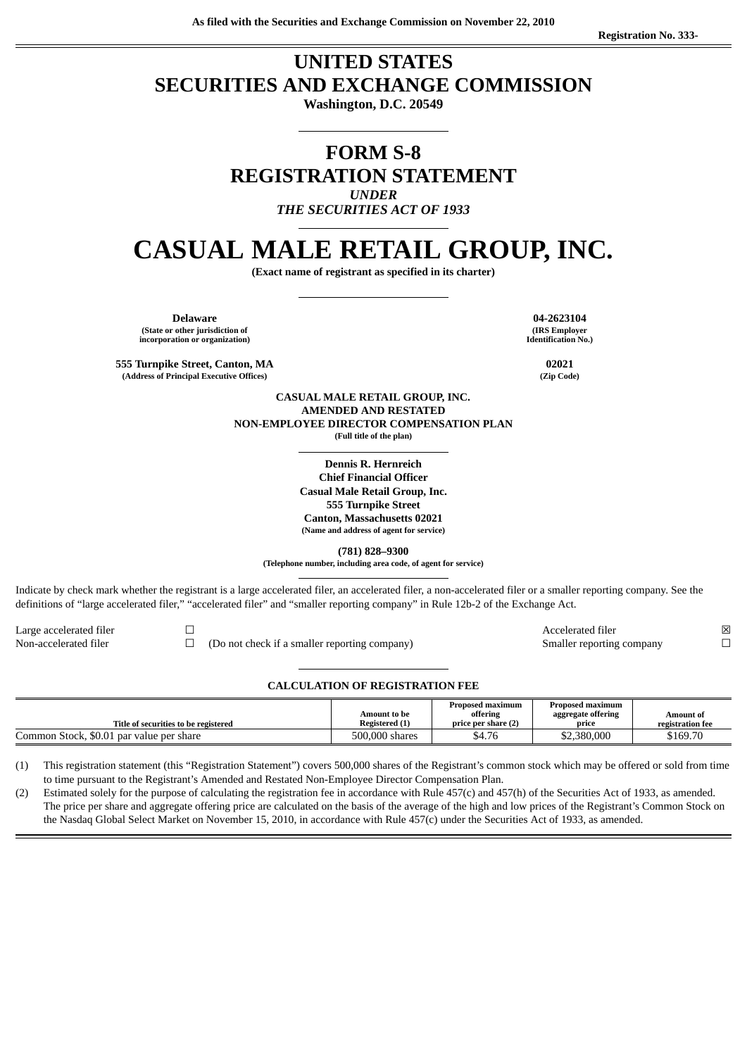As filed with the Securities and Exchange Commission on November 22, 2010

Registration No. 333-

# UNITED STATES
# SECURITIES AND EXCHANGE COMMISSION

**Washington, D.C. 20549**

---

# FORM S-8
# REGISTRATION STATEMENT

*UNDER*
*THE SECURITIES ACT OF 1933*

---

# CASUAL MALE RETAIL GROUP, INC.

**(Exact name of registrant as specified in its charter)**

---

| | |
|---|---|
| **Delaware**<br>**(State or other jurisdiction of incorporation or organization)** | **04-2623104**<br>**(IRS Employer Identification No.)** |
| **555 Turnpike Street, Canton, MA**<br>**(Address of Principal Executive Offices)** | **02021**<br>**(Zip Code)** |

**CASUAL MALE RETAIL GROUP, INC.**
**AMENDED AND RESTATED**
**NON-EMPLOYEE DIRECTOR COMPENSATION PLAN**
**(Full title of the plan)**

---

**Dennis R. Hernreich**
**Chief Financial Officer**
**Casual Male Retail Group, Inc.**
**555 Turnpike Street**
**Canton, Massachusetts 02021**
**(Name and address of agent for service)**

**(781) 828–9300**
**(Telephone number, including area code, of agent for service)**

---

Indicate by check mark whether the registrant is a large accelerated filer, an accelerated filer, a non-accelerated filer or a smaller reporting company. See the definitions of "large accelerated filer," "accelerated filer" and "smaller reporting company" in Rule 12b-2 of the Exchange Act.

| | | | |
|---|---|---|---|
| Large accelerated filer | ☐ | Accelerated filer | ☒ |
| Non-accelerated filer | ☐ (Do not check if a smaller reporting company) | Smaller reporting company | ☐ |

---

**CALCULATION OF REGISTRATION FEE**

| Title of securities to be registered | Amount to be Registered (1) | Proposed maximum offering price per share (2) | Proposed maximum aggregate offering price | Amount of registration fee |
|---|---|---|---|---|
| Common Stock, $0.01 par value per share | 500,000 shares | $4.76 | $2,380,000 | $169.70 |

(1) This registration statement (this "Registration Statement") covers 500,000 shares of the Registrant's common stock which may be offered or sold from time to time pursuant to the Registrant's Amended and Restated Non-Employee Director Compensation Plan.

(2) Estimated solely for the purpose of calculating the registration fee in accordance with Rule 457(c) and 457(h) of the Securities Act of 1933, as amended. The price per share and aggregate offering price are calculated on the basis of the average of the high and low prices of the Registrant's Common Stock on the Nasdaq Global Select Market on November 15, 2010, in accordance with Rule 457(c) under the Securities Act of 1933, as amended.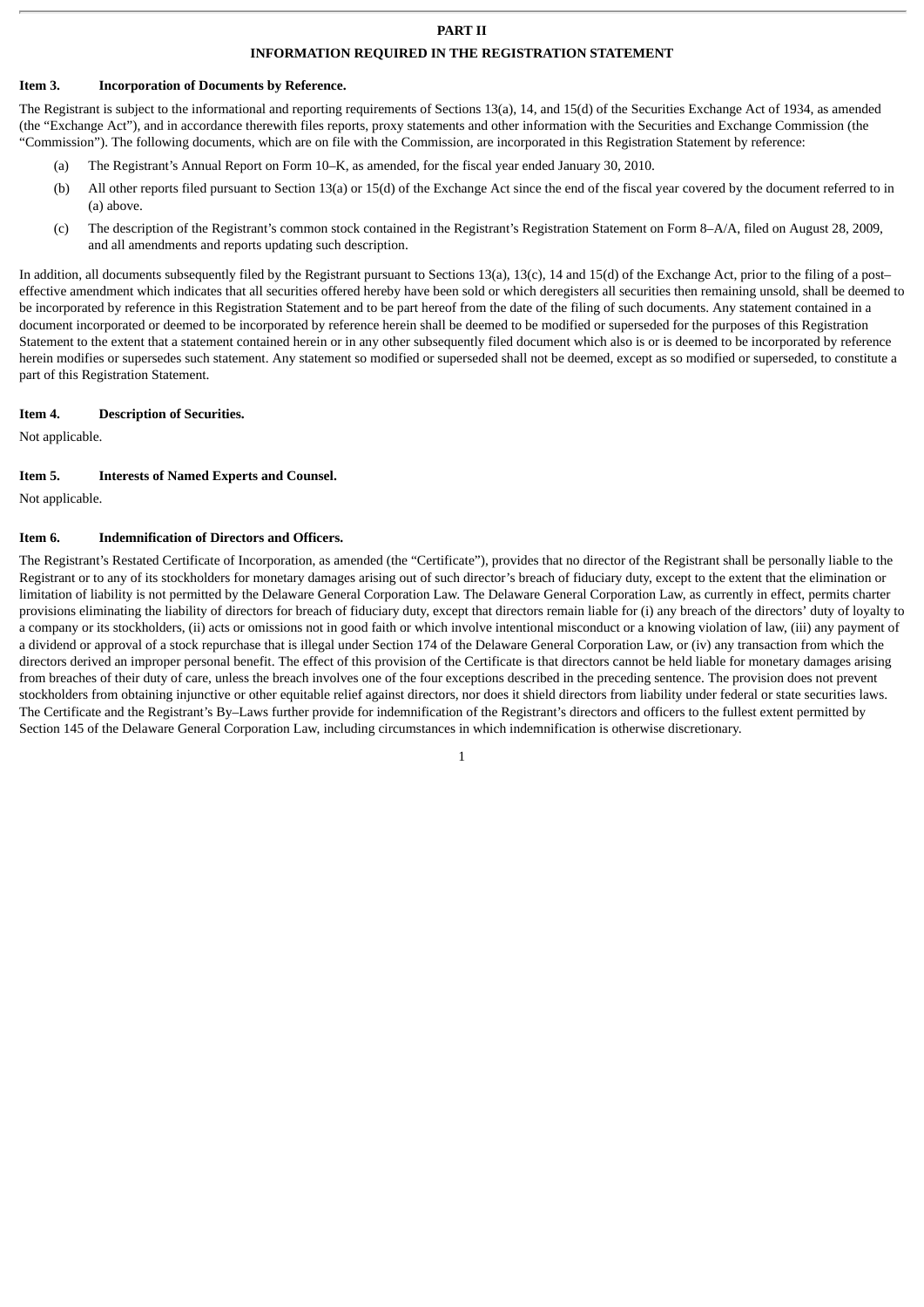# PART II

## INFORMATION REQUIRED IN THE REGISTRATION STATEMENT

### Item 3. Incorporation of Documents by Reference.

The Registrant is subject to the informational and reporting requirements of Sections 13(a), 14, and 15(d) of the Securities Exchange Act of 1934, as amended (the “Exchange Act”), and in accordance therewith files reports, proxy statements and other information with the Securities and Exchange Commission (the “Commission”). The following documents, which are on file with the Commission, are incorporated in this Registration Statement by reference:

(a) The Registrant’s Annual Report on Form 10–K, as amended, for the fiscal year ended January 30, 2010.

(b) All other reports filed pursuant to Section 13(a) or 15(d) of the Exchange Act since the end of the fiscal year covered by the document referred to in (a) above.

(c) The description of the Registrant’s common stock contained in the Registrant’s Registration Statement on Form 8–A/A, filed on August 28, 2009, and all amendments and reports updating such description.

In addition, all documents subsequently filed by the Registrant pursuant to Sections 13(a), 13(c), 14 and 15(d) of the Exchange Act, prior to the filing of a post–effective amendment which indicates that all securities offered hereby have been sold or which deregisters all securities then remaining unsold, shall be deemed to be incorporated by reference in this Registration Statement and to be part hereof from the date of the filing of such documents. Any statement contained in a document incorporated or deemed to be incorporated by reference herein shall be deemed to be modified or superseded for the purposes of this Registration Statement to the extent that a statement contained herein or in any other subsequently filed document which also is or is deemed to be incorporated by reference herein modifies or supersedes such statement. Any statement so modified or superseded shall not be deemed, except as so modified or superseded, to constitute a part of this Registration Statement.

### Item 4. Description of Securities.

Not applicable.

### Item 5. Interests of Named Experts and Counsel.

Not applicable.

### Item 6. Indemnification of Directors and Officers.

The Registrant’s Restated Certificate of Incorporation, as amended (the “Certificate”), provides that no director of the Registrant shall be personally liable to the Registrant or to any of its stockholders for monetary damages arising out of such director’s breach of fiduciary duty, except to the extent that the elimination or limitation of liability is not permitted by the Delaware General Corporation Law. The Delaware General Corporation Law, as currently in effect, permits charter provisions eliminating the liability of directors for breach of fiduciary duty, except that directors remain liable for (i) any breach of the directors’ duty of loyalty to a company or its stockholders, (ii) acts or omissions not in good faith or which involve intentional misconduct or a knowing violation of law, (iii) any payment of a dividend or approval of a stock repurchase that is illegal under Section 174 of the Delaware General Corporation Law, or (iv) any transaction from which the directors derived an improper personal benefit. The effect of this provision of the Certificate is that directors cannot be held liable for monetary damages arising from breaches of their duty of care, unless the breach involves one of the four exceptions described in the preceding sentence. The provision does not prevent stockholders from obtaining injunctive or other equitable relief against directors, nor does it shield directors from liability under federal or state securities laws. The Certificate and the Registrant’s By–Laws further provide for indemnification of the Registrant’s directors and officers to the fullest extent permitted by Section 145 of the Delaware General Corporation Law, including circumstances in which indemnification is otherwise discretionary.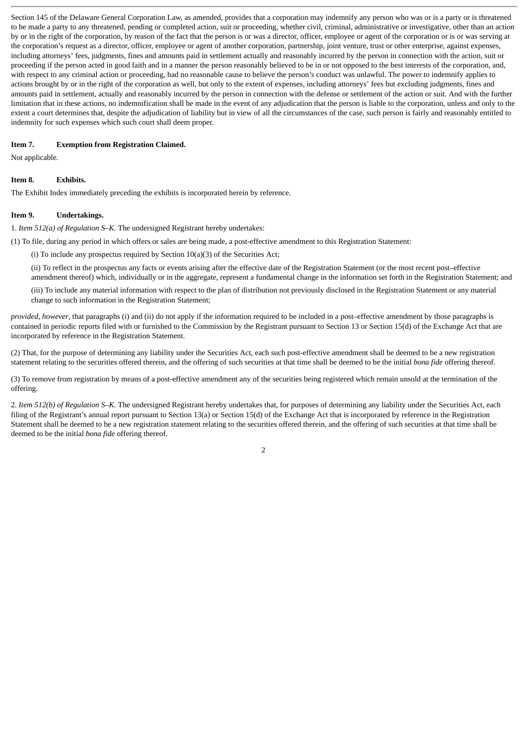Section 145 of the Delaware General Corporation Law, as amended, provides that a corporation may indemnify any person who was or is a party or is threatened to be made a party to any threatened, pending or completed action, suit or proceeding, whether civil, criminal, administrative or investigative, other than an action by or in the right of the corporation, by reason of the fact that the person is or was a director, officer, employee or agent of the corporation or is or was serving at the corporation's request as a director, officer, employee or agent of another corporation, partnership, joint venture, trust or other enterprise, against expenses, including attorneys' fees, judgments, fines and amounts paid in settlement actually and reasonably incurred by the person in connection with the action, suit or proceeding if the person acted in good faith and in a manner the person reasonably believed to be in or not opposed to the best interests of the corporation, and, with respect to any criminal action or proceeding, had no reasonable cause to believe the person's conduct was unlawful. The power to indemnify applies to actions brought by or in the right of the corporation as well, but only to the extent of expenses, including attorneys' fees but excluding judgments, fines and amounts paid in settlement, actually and reasonably incurred by the person in connection with the defense or settlement of the action or suit. And with the further limitation that in these actions, no indemnification shall be made in the event of any adjudication that the person is liable to the corporation, unless and only to the extent a court determines that, despite the adjudication of liability but in view of all the circumstances of the case, such person is fairly and reasonably entitled to indemnity for such expenses which such court shall deem proper.

**Item 7. Exemption from Registration Claimed.**

Not applicable.

**Item 8. Exhibits.**

The Exhibit Index immediately preceding the exhibits is incorporated herein by reference.

**Item 9. Undertakings.**

1. *Item 512(a) of Regulation S–K*. The undersigned Registrant hereby undertakes:

(1) To file, during any period in which offers or sales are being made, a post-effective amendment to this Registration Statement:

(i) To include any prospectus required by Section 10(a)(3) of the Securities Act;

(ii) To reflect in the prospectus any facts or events arising after the effective date of the Registration Statement (or the most recent post–effective amendment thereof) which, individually or in the aggregate, represent a fundamental change in the information set forth in the Registration Statement; and

(iii) To include any material information with respect to the plan of distribution not previously disclosed in the Registration Statement or any material change to such information in the Registration Statement;

*provided, however,* that paragraphs (i) and (ii) do not apply if the information required to be included in a post–effective amendment by those paragraphs is contained in periodic reports filed with or furnished to the Commission by the Registrant pursuant to Section 13 or Section 15(d) of the Exchange Act that are incorporated by reference in the Registration Statement.

(2) That, for the purpose of determining any liability under the Securities Act, each such post-effective amendment shall be deemed to be a new registration statement relating to the securities offered therein, and the offering of such securities at that time shall be deemed to be the initial *bona fide* offering thereof.

(3) To remove from registration by means of a post-effective amendment any of the securities being registered which remain unsold at the termination of the offering.

2. *Item 512(b) of Regulation S–K*. The undersigned Registrant hereby undertakes that, for purposes of determining any liability under the Securities Act, each filing of the Registrant's annual report pursuant to Section 13(a) or Section 15(d) of the Exchange Act that is incorporated by reference in the Registration Statement shall be deemed to be a new registration statement relating to the securities offered therein, and the offering of such securities at that time shall be deemed to be the initial *bona fide* offering thereof.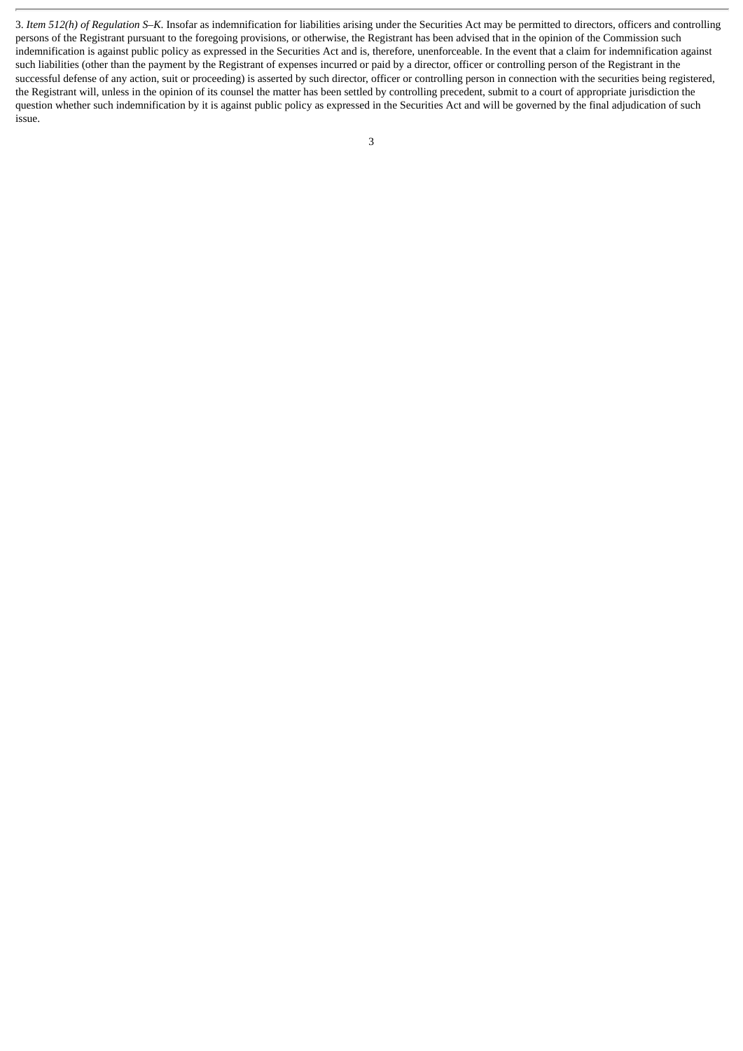3. *Item 512(h) of Regulation S–K.* Insofar as indemnification for liabilities arising under the Securities Act may be permitted to directors, officers and controlling persons of the Registrant pursuant to the foregoing provisions, or otherwise, the Registrant has been advised that in the opinion of the Commission such indemnification is against public policy as expressed in the Securities Act and is, therefore, unenforceable. In the event that a claim for indemnification against such liabilities (other than the payment by the Registrant of expenses incurred or paid by a director, officer or controlling person of the Registrant in the successful defense of any action, suit or proceeding) is asserted by such director, officer or controlling person in connection with the securities being registered, the Registrant will, unless in the opinion of its counsel the matter has been settled by controlling precedent, submit to a court of appropriate jurisdiction the question whether such indemnification by it is against public policy as expressed in the Securities Act and will be governed by the final adjudication of such issue.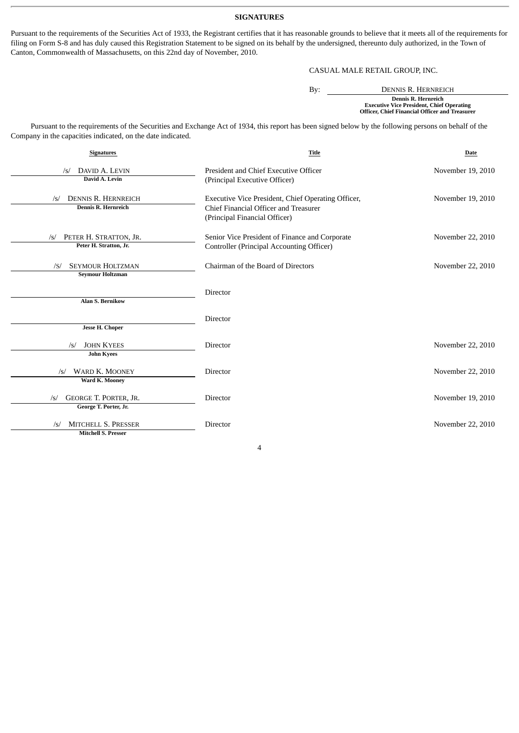## SIGNATURES

Pursuant to the requirements of the Securities Act of 1933, the Registrant certifies that it has reasonable grounds to believe that it meets all of the requirements for filing on Form S-8 and has duly caused this Registration Statement to be signed on its behalf by the undersigned, thereunto duly authorized, in the Town of Canton, Commonwealth of Massachusetts, on this 22nd day of November, 2010.

CASUAL MALE RETAIL GROUP, INC.

By: DENNIS R. HERNREICH

**Dennis R. Hernreich**
**Executive Vice President, Chief Operating Officer, Chief Financial Officer and Treasurer**

Pursuant to the requirements of the Securities and Exchange Act of 1934, this report has been signed below by the following persons on behalf of the Company in the capacities indicated, on the date indicated.

| Signatures | Title | Date |
|---|---|---|
| /s/ DAVID A. LEVIN<br>**David A. Levin** | President and Chief Executive Officer (Principal Executive Officer) | November 19, 2010 |
| /s/ DENNIS R. HERNREICH<br>**Dennis R. Hernreich** | Executive Vice President, Chief Operating Officer, Chief Financial Officer and Treasurer (Principal Financial Officer) | November 19, 2010 |
| /s/ PETER H. STRATTON, JR.<br>**Peter H. Stratton, Jr.** | Senior Vice President of Finance and Corporate Controller (Principal Accounting Officer) | November 22, 2010 |
| /S/ SEYMOUR HOLTZMAN<br>**Seymour Holtzman** | Chairman of the Board of Directors | November 22, 2010 |
| **Alan S. Bernikow** | Director | |
| **Jesse H. Choper** | Director | |
| /s/ JOHN KYEES<br>**John Kyees** | Director | November 22, 2010 |
| /s/ WARD K. MOONEY<br>**Ward K. Mooney** | Director | November 22, 2010 |
| /s/ GEORGE T. PORTER, JR.<br>**George T. Porter, Jr.** | Director | November 19, 2010 |
| /s/ MITCHELL S. PRESSER<br>**Mitchell S. Presser** | Director | November 22, 2010 |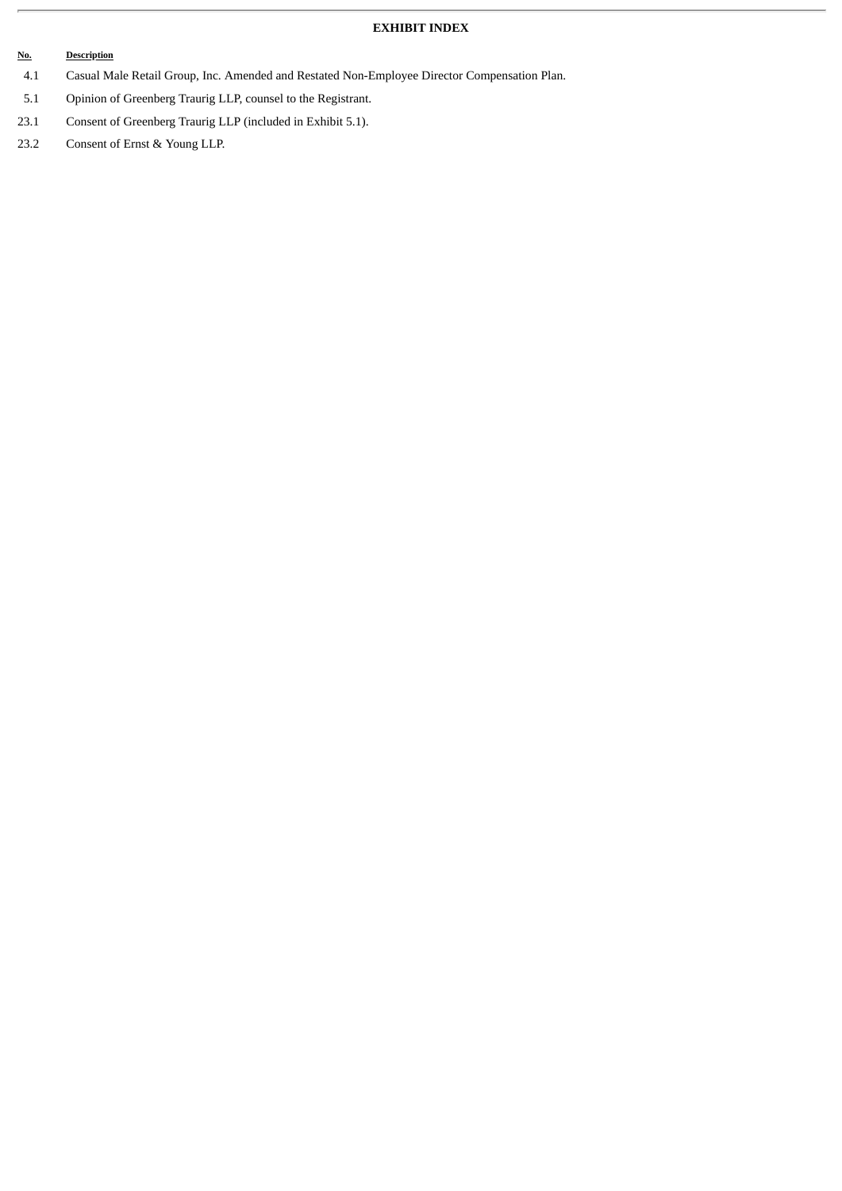## EXHIBIT INDEX

| No. | Description |
|---|---|
| 4.1 | Casual Male Retail Group, Inc. Amended and Restated Non-Employee Director Compensation Plan. |
| 5.1 | Opinion of Greenberg Traurig LLP, counsel to the Registrant. |
| 23.1 | Consent of Greenberg Traurig LLP (included in Exhibit 5.1). |
| 23.2 | Consent of Ernst & Young LLP. |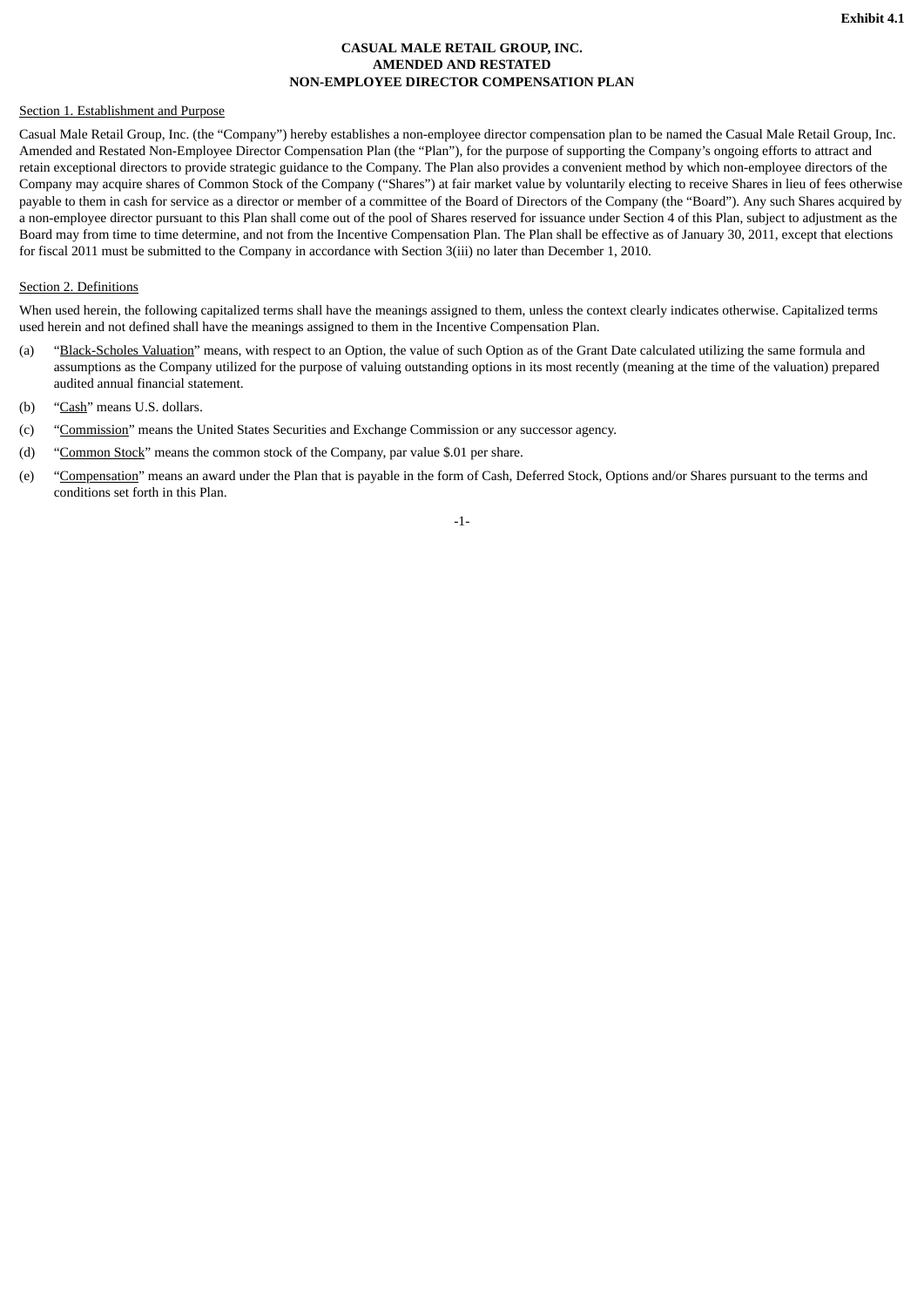Exhibit 4.1

**CASUAL MALE RETAIL GROUP, INC.**
**AMENDED AND RESTATED**
**NON-EMPLOYEE DIRECTOR COMPENSATION PLAN**

Section 1. Establishment and Purpose

Casual Male Retail Group, Inc. (the "Company") hereby establishes a non-employee director compensation plan to be named the Casual Male Retail Group, Inc. Amended and Restated Non-Employee Director Compensation Plan (the "Plan"), for the purpose of supporting the Company's ongoing efforts to attract and retain exceptional directors to provide strategic guidance to the Company. The Plan also provides a convenient method by which non-employee directors of the Company may acquire shares of Common Stock of the Company ("Shares") at fair market value by voluntarily electing to receive Shares in lieu of fees otherwise payable to them in cash for service as a director or member of a committee of the Board of Directors of the Company (the "Board"). Any such Shares acquired by a non-employee director pursuant to this Plan shall come out of the pool of Shares reserved for issuance under Section 4 of this Plan, subject to adjustment as the Board may from time to time determine, and not from the Incentive Compensation Plan. The Plan shall be effective as of January 30, 2011, except that elections for fiscal 2011 must be submitted to the Company in accordance with Section 3(iii) no later than December 1, 2010.

Section 2. Definitions

When used herein, the following capitalized terms shall have the meanings assigned to them, unless the context clearly indicates otherwise. Capitalized terms used herein and not defined shall have the meanings assigned to them in the Incentive Compensation Plan.

(a) "Black-Scholes Valuation" means, with respect to an Option, the value of such Option as of the Grant Date calculated utilizing the same formula and assumptions as the Company utilized for the purpose of valuing outstanding options in its most recently (meaning at the time of the valuation) prepared audited annual financial statement.

(b) "Cash" means U.S. dollars.

(c) "Commission" means the United States Securities and Exchange Commission or any successor agency.

(d) "Common Stock" means the common stock of the Company, par value $.01 per share.

(e) "Compensation" means an award under the Plan that is payable in the form of Cash, Deferred Stock, Options and/or Shares pursuant to the terms and conditions set forth in this Plan.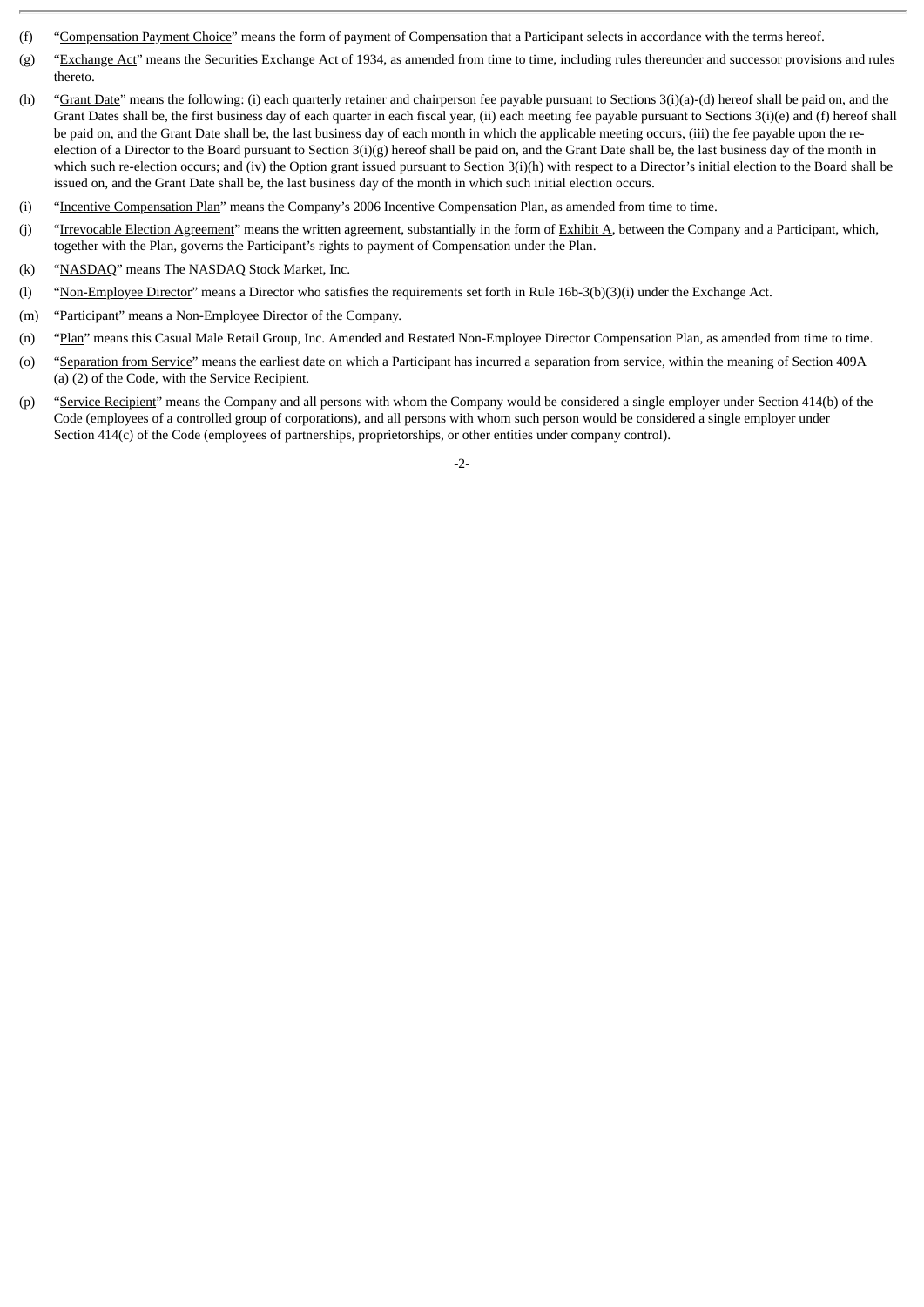(f) "Compensation Payment Choice" means the form of payment of Compensation that a Participant selects in accordance with the terms hereof.

(g) "Exchange Act" means the Securities Exchange Act of 1934, as amended from time to time, including rules thereunder and successor provisions and rules thereto.

(h) "Grant Date" means the following: (i) each quarterly retainer and chairperson fee payable pursuant to Sections 3(i)(a)-(d) hereof shall be paid on, and the Grant Dates shall be, the first business day of each quarter in each fiscal year, (ii) each meeting fee payable pursuant to Sections 3(i)(e) and (f) hereof shall be paid on, and the Grant Date shall be, the last business day of each month in which the applicable meeting occurs, (iii) the fee payable upon the re-election of a Director to the Board pursuant to Section 3(i)(g) hereof shall be paid on, and the Grant Date shall be, the last business day of the month in which such re-election occurs; and (iv) the Option grant issued pursuant to Section 3(i)(h) with respect to a Director's initial election to the Board shall be issued on, and the Grant Date shall be, the last business day of the month in which such initial election occurs.

(i) "Incentive Compensation Plan" means the Company's 2006 Incentive Compensation Plan, as amended from time to time.

(j) "Irrevocable Election Agreement" means the written agreement, substantially in the form of Exhibit A, between the Company and a Participant, which, together with the Plan, governs the Participant's rights to payment of Compensation under the Plan.

(k) "NASDAQ" means The NASDAQ Stock Market, Inc.

(l) "Non-Employee Director" means a Director who satisfies the requirements set forth in Rule 16b-3(b)(3)(i) under the Exchange Act.

(m) "Participant" means a Non-Employee Director of the Company.

(n) "Plan" means this Casual Male Retail Group, Inc. Amended and Restated Non-Employee Director Compensation Plan, as amended from time to time.

(o) "Separation from Service" means the earliest date on which a Participant has incurred a separation from service, within the meaning of Section 409A (a) (2) of the Code, with the Service Recipient.

(p) "Service Recipient" means the Company and all persons with whom the Company would be considered a single employer under Section 414(b) of the Code (employees of a controlled group of corporations), and all persons with whom such person would be considered a single employer under Section 414(c) of the Code (employees of partnerships, proprietorships, or other entities under company control).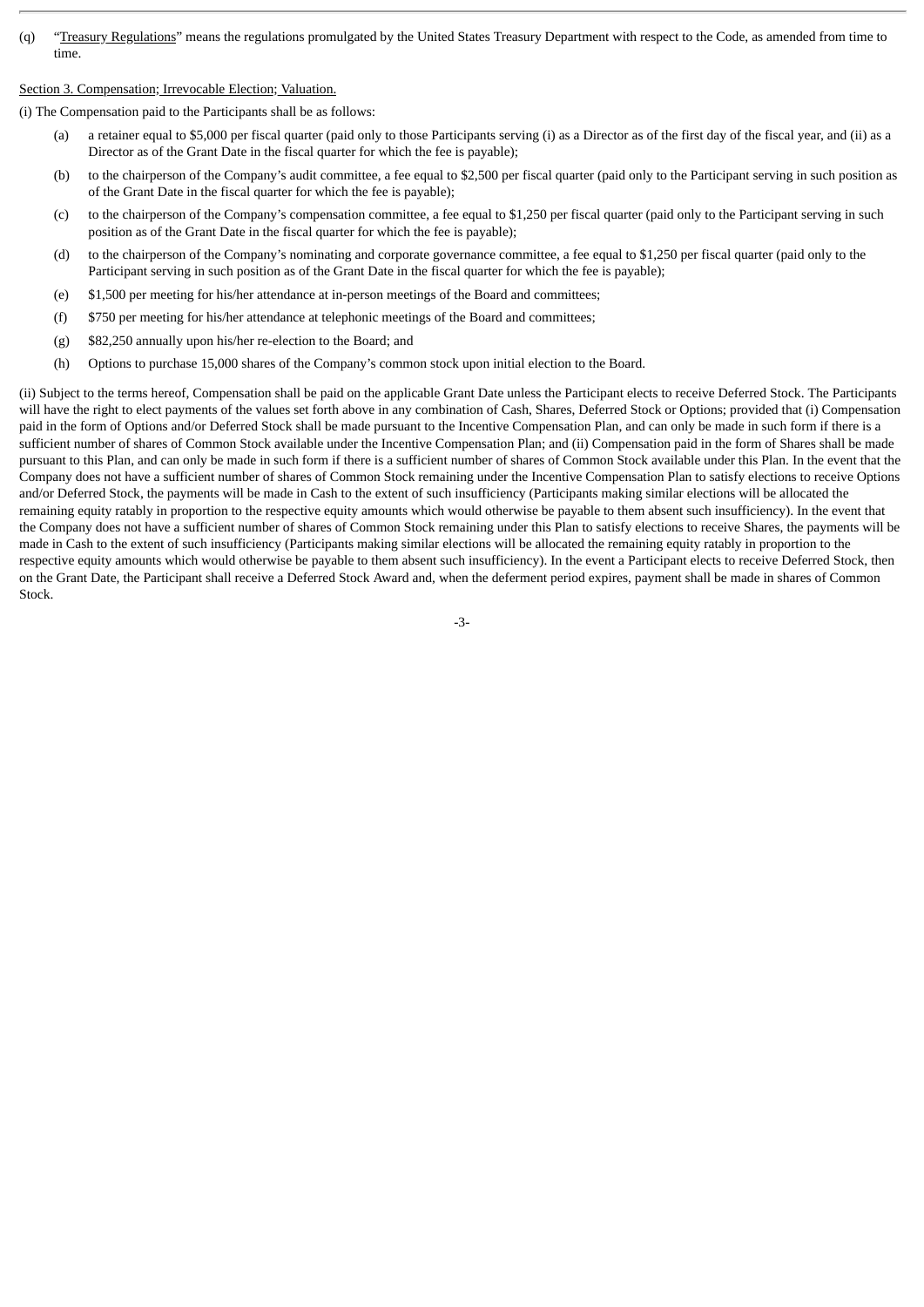(q) "Treasury Regulations" means the regulations promulgated by the United States Treasury Department with respect to the Code, as amended from time to time.

Section 3. Compensation; Irrevocable Election; Valuation.

(i) The Compensation paid to the Participants shall be as follows:

- (a) a retainer equal to $5,000 per fiscal quarter (paid only to those Participants serving (i) as a Director as of the first day of the fiscal year, and (ii) as a Director as of the Grant Date in the fiscal quarter for which the fee is payable);
- (b) to the chairperson of the Company's audit committee, a fee equal to $2,500 per fiscal quarter (paid only to the Participant serving in such position as of the Grant Date in the fiscal quarter for which the fee is payable);
- (c) to the chairperson of the Company's compensation committee, a fee equal to $1,250 per fiscal quarter (paid only to the Participant serving in such position as of the Grant Date in the fiscal quarter for which the fee is payable);
- (d) to the chairperson of the Company's nominating and corporate governance committee, a fee equal to $1,250 per fiscal quarter (paid only to the Participant serving in such position as of the Grant Date in the fiscal quarter for which the fee is payable);
- (e) $1,500 per meeting for his/her attendance at in-person meetings of the Board and committees;
- (f) $750 per meeting for his/her attendance at telephonic meetings of the Board and committees;
- (g) $82,250 annually upon his/her re-election to the Board; and
- (h) Options to purchase 15,000 shares of the Company's common stock upon initial election to the Board.

(ii) Subject to the terms hereof, Compensation shall be paid on the applicable Grant Date unless the Participant elects to receive Deferred Stock. The Participants will have the right to elect payments of the values set forth above in any combination of Cash, Shares, Deferred Stock or Options; provided that (i) Compensation paid in the form of Options and/or Deferred Stock shall be made pursuant to the Incentive Compensation Plan, and can only be made in such form if there is a sufficient number of shares of Common Stock available under the Incentive Compensation Plan; and (ii) Compensation paid in the form of Shares shall be made pursuant to this Plan, and can only be made in such form if there is a sufficient number of shares of Common Stock available under this Plan. In the event that the Company does not have a sufficient number of shares of Common Stock remaining under the Incentive Compensation Plan to satisfy elections to receive Options and/or Deferred Stock, the payments will be made in Cash to the extent of such insufficiency (Participants making similar elections will be allocated the remaining equity ratably in proportion to the respective equity amounts which would otherwise be payable to them absent such insufficiency). In the event that the Company does not have a sufficient number of shares of Common Stock remaining under this Plan to satisfy elections to receive Shares, the payments will be made in Cash to the extent of such insufficiency (Participants making similar elections will be allocated the remaining equity ratably in proportion to the respective equity amounts which would otherwise be payable to them absent such insufficiency). In the event a Participant elects to receive Deferred Stock, then on the Grant Date, the Participant shall receive a Deferred Stock Award and, when the deferment period expires, payment shall be made in shares of Common Stock.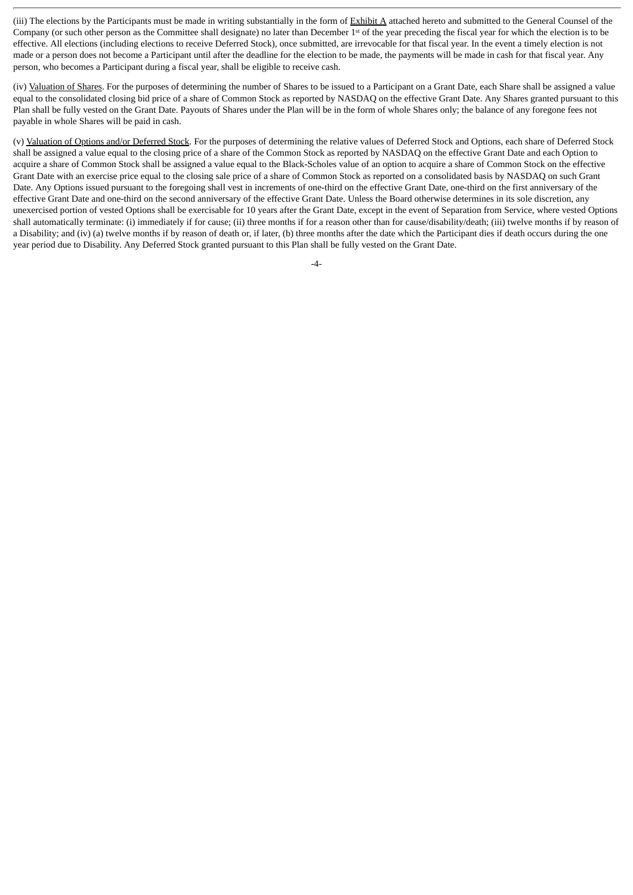(iii) The elections by the Participants must be made in writing substantially in the form of Exhibit A attached hereto and submitted to the General Counsel of the Company (or such other person as the Committee shall designate) no later than December 1st of the year preceding the fiscal year for which the election is to be effective. All elections (including elections to receive Deferred Stock), once submitted, are irrevocable for that fiscal year. In the event a timely election is not made or a person does not become a Participant until after the deadline for the election to be made, the payments will be made in cash for that fiscal year. Any person, who becomes a Participant during a fiscal year, shall be eligible to receive cash.

(iv) Valuation of Shares. For the purposes of determining the number of Shares to be issued to a Participant on a Grant Date, each Share shall be assigned a value equal to the consolidated closing bid price of a share of Common Stock as reported by NASDAQ on the effective Grant Date. Any Shares granted pursuant to this Plan shall be fully vested on the Grant Date. Payouts of Shares under the Plan will be in the form of whole Shares only; the balance of any foregone fees not payable in whole Shares will be paid in cash.

(v) Valuation of Options and/or Deferred Stock. For the purposes of determining the relative values of Deferred Stock and Options, each share of Deferred Stock shall be assigned a value equal to the closing price of a share of the Common Stock as reported by NASDAQ on the effective Grant Date and each Option to acquire a share of Common Stock shall be assigned a value equal to the Black-Scholes value of an option to acquire a share of Common Stock on the effective Grant Date with an exercise price equal to the closing sale price of a share of Common Stock as reported on a consolidated basis by NASDAQ on such Grant Date. Any Options issued pursuant to the foregoing shall vest in increments of one-third on the effective Grant Date, one-third on the first anniversary of the effective Grant Date and one-third on the second anniversary of the effective Grant Date. Unless the Board otherwise determines in its sole discretion, any unexercised portion of vested Options shall be exercisable for 10 years after the Grant Date, except in the event of Separation from Service, where vested Options shall automatically terminate: (i) immediately if for cause; (ii) three months if for a reason other than for cause/disability/death; (iii) twelve months if by reason of a Disability; and (iv) (a) twelve months if by reason of death or, if later, (b) three months after the date which the Participant dies if death occurs during the one year period due to Disability. Any Deferred Stock granted pursuant to this Plan shall be fully vested on the Grant Date.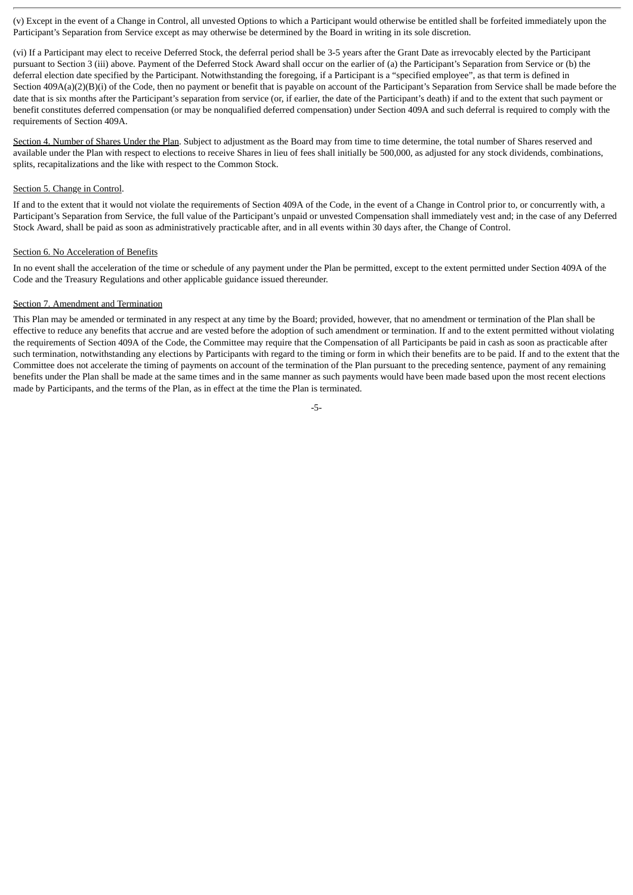(v) Except in the event of a Change in Control, all unvested Options to which a Participant would otherwise be entitled shall be forfeited immediately upon the Participant's Separation from Service except as may otherwise be determined by the Board in writing in its sole discretion.

(vi) If a Participant may elect to receive Deferred Stock, the deferral period shall be 3-5 years after the Grant Date as irrevocably elected by the Participant pursuant to Section 3 (iii) above. Payment of the Deferred Stock Award shall occur on the earlier of (a) the Participant's Separation from Service or (b) the deferral election date specified by the Participant. Notwithstanding the foregoing, if a Participant is a "specified employee", as that term is defined in Section 409A(a)(2)(B)(i) of the Code, then no payment or benefit that is payable on account of the Participant's Separation from Service shall be made before the date that is six months after the Participant's separation from service (or, if earlier, the date of the Participant's death) if and to the extent that such payment or benefit constitutes deferred compensation (or may be nonqualified deferred compensation) under Section 409A and such deferral is required to comply with the requirements of Section 409A.

Section 4. Number of Shares Under the Plan. Subject to adjustment as the Board may from time to time determine, the total number of Shares reserved and available under the Plan with respect to elections to receive Shares in lieu of fees shall initially be 500,000, as adjusted for any stock dividends, combinations, splits, recapitalizations and the like with respect to the Common Stock.

Section 5. Change in Control.

If and to the extent that it would not violate the requirements of Section 409A of the Code, in the event of a Change in Control prior to, or concurrently with, a Participant's Separation from Service, the full value of the Participant's unpaid or unvested Compensation shall immediately vest and; in the case of any Deferred Stock Award, shall be paid as soon as administratively practicable after, and in all events within 30 days after, the Change of Control.

Section 6. No Acceleration of Benefits

In no event shall the acceleration of the time or schedule of any payment under the Plan be permitted, except to the extent permitted under Section 409A of the Code and the Treasury Regulations and other applicable guidance issued thereunder.

Section 7. Amendment and Termination

This Plan may be amended or terminated in any respect at any time by the Board; provided, however, that no amendment or termination of the Plan shall be effective to reduce any benefits that accrue and are vested before the adoption of such amendment or termination. If and to the extent permitted without violating the requirements of Section 409A of the Code, the Committee may require that the Compensation of all Participants be paid in cash as soon as practicable after such termination, notwithstanding any elections by Participants with regard to the timing or form in which their benefits are to be paid. If and to the extent that the Committee does not accelerate the timing of payments on account of the termination of the Plan pursuant to the preceding sentence, payment of any remaining benefits under the Plan shall be made at the same times and in the same manner as such payments would have been made based upon the most recent elections made by Participants, and the terms of the Plan, as in effect at the time the Plan is terminated.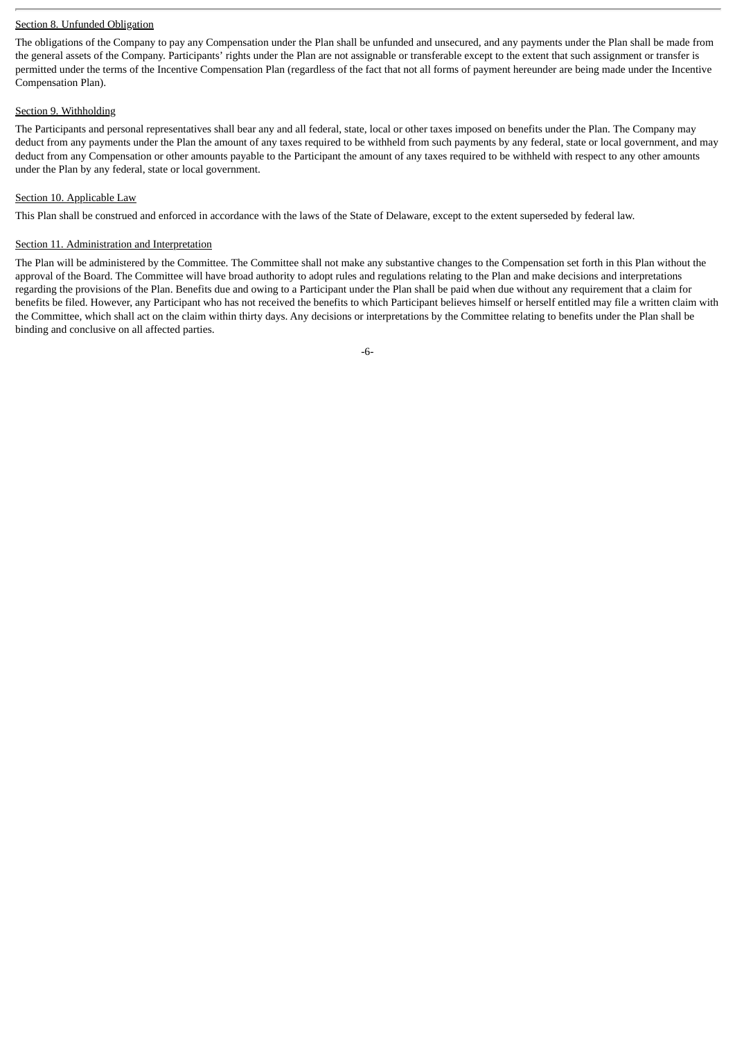Section 8. Unfunded Obligation

The obligations of the Company to pay any Compensation under the Plan shall be unfunded and unsecured, and any payments under the Plan shall be made from the general assets of the Company. Participants' rights under the Plan are not assignable or transferable except to the extent that such assignment or transfer is permitted under the terms of the Incentive Compensation Plan (regardless of the fact that not all forms of payment hereunder are being made under the Incentive Compensation Plan).

Section 9. Withholding

The Participants and personal representatives shall bear any and all federal, state, local or other taxes imposed on benefits under the Plan. The Company may deduct from any payments under the Plan the amount of any taxes required to be withheld from such payments by any federal, state or local government, and may deduct from any Compensation or other amounts payable to the Participant the amount of any taxes required to be withheld with respect to any other amounts under the Plan by any federal, state or local government.

Section 10. Applicable Law

This Plan shall be construed and enforced in accordance with the laws of the State of Delaware, except to the extent superseded by federal law.

Section 11. Administration and Interpretation

The Plan will be administered by the Committee. The Committee shall not make any substantive changes to the Compensation set forth in this Plan without the approval of the Board. The Committee will have broad authority to adopt rules and regulations relating to the Plan and make decisions and interpretations regarding the provisions of the Plan. Benefits due and owing to a Participant under the Plan shall be paid when due without any requirement that a claim for benefits be filed. However, any Participant who has not received the benefits to which Participant believes himself or herself entitled may file a written claim with the Committee, which shall act on the claim within thirty days. Any decisions or interpretations by the Committee relating to benefits under the Plan shall be binding and conclusive on all affected parties.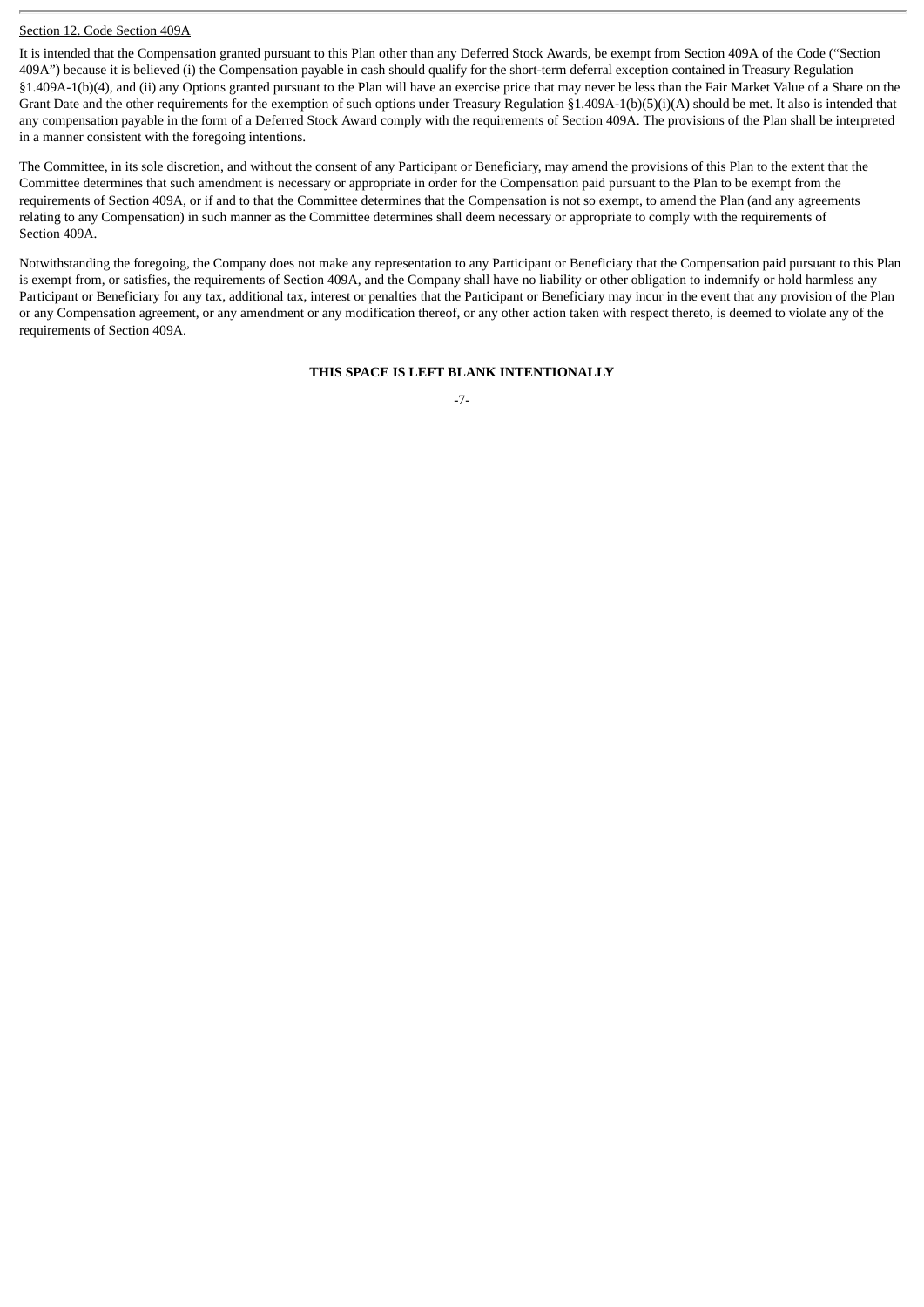Section 12. Code Section 409A

It is intended that the Compensation granted pursuant to this Plan other than any Deferred Stock Awards, be exempt from Section 409A of the Code ("Section 409A") because it is believed (i) the Compensation payable in cash should qualify for the short-term deferral exception contained in Treasury Regulation §1.409A-1(b)(4), and (ii) any Options granted pursuant to the Plan will have an exercise price that may never be less than the Fair Market Value of a Share on the Grant Date and the other requirements for the exemption of such options under Treasury Regulation §1.409A-1(b)(5)(i)(A) should be met. It also is intended that any compensation payable in the form of a Deferred Stock Award comply with the requirements of Section 409A. The provisions of the Plan shall be interpreted in a manner consistent with the foregoing intentions.

The Committee, in its sole discretion, and without the consent of any Participant or Beneficiary, may amend the provisions of this Plan to the extent that the Committee determines that such amendment is necessary or appropriate in order for the Compensation paid pursuant to the Plan to be exempt from the requirements of Section 409A, or if and to that the Committee determines that the Compensation is not so exempt, to amend the Plan (and any agreements relating to any Compensation) in such manner as the Committee determines shall deem necessary or appropriate to comply with the requirements of Section 409A.

Notwithstanding the foregoing, the Company does not make any representation to any Participant or Beneficiary that the Compensation paid pursuant to this Plan is exempt from, or satisfies, the requirements of Section 409A, and the Company shall have no liability or other obligation to indemnify or hold harmless any Participant or Beneficiary for any tax, additional tax, interest or penalties that the Participant or Beneficiary may incur in the event that any provision of the Plan or any Compensation agreement, or any amendment or any modification thereof, or any other action taken with respect thereto, is deemed to violate any of the requirements of Section 409A.

**THIS SPACE IS LEFT BLANK INTENTIONALLY**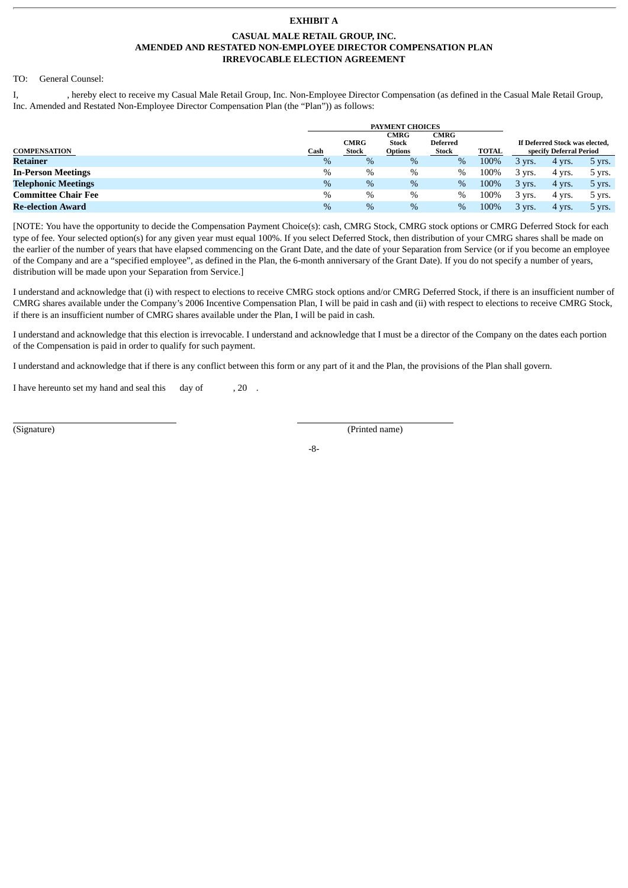**EXHIBIT A**

**CASUAL MALE RETAIL GROUP, INC.**
**AMENDED AND RESTATED NON-EMPLOYEE DIRECTOR COMPENSATION PLAN**
**IRREVOCABLE ELECTION AGREEMENT**

TO: General Counsel:

I, , hereby elect to receive my Casual Male Retail Group, Inc. Non-Employee Director Compensation (as defined in the Casual Male Retail Group, Inc. Amended and Restated Non-Employee Director Compensation Plan (the "Plan")) as follows:

| | PAYMENT CHOICES | | | | | If Deferred Stock was elected, specify Deferral Period | | |
|---|---|---|---|---|---|---|---|---|
| **COMPENSATION** | **Cash** | **CMRG Stock** | **CMRG Stock Options** | **CMRG Deferred Stock** | **TOTAL** | | | |
| **Retainer** | % | % | % | % | 100% | 3 yrs. | 4 yrs. | 5 yrs. |
| **In-Person Meetings** | % | % | % | % | 100% | 3 yrs. | 4 yrs. | 5 yrs. |
| **Telephonic Meetings** | % | % | % | % | 100% | 3 yrs. | 4 yrs. | 5 yrs. |
| **Committee Chair Fee** | % | % | % | % | 100% | 3 yrs. | 4 yrs. | 5 yrs. |
| **Re-election Award** | % | % | % | % | 100% | 3 yrs. | 4 yrs. | 5 yrs. |

[NOTE: You have the opportunity to decide the Compensation Payment Choice(s): cash, CMRG Stock, CMRG stock options or CMRG Deferred Stock for each type of fee. Your selected option(s) for any given year must equal 100%. If you select Deferred Stock, then distribution of your CMRG shares shall be made on the earlier of the number of years that have elapsed commencing on the Grant Date, and the date of your Separation from Service (or if you become an employee of the Company and are a "specified employee", as defined in the Plan, the 6-month anniversary of the Grant Date). If you do not specify a number of years, distribution will be made upon your Separation from Service.]

I understand and acknowledge that (i) with respect to elections to receive CMRG stock options and/or CMRG Deferred Stock, if there is an insufficient number of CMRG shares available under the Company's 2006 Incentive Compensation Plan, I will be paid in cash and (ii) with respect to elections to receive CMRG Stock, if there is an insufficient number of CMRG shares available under the Plan, I will be paid in cash.

I understand and acknowledge that this election is irrevocable. I understand and acknowledge that I must be a director of the Company on the dates each portion of the Compensation is paid in order to qualify for such payment.

I understand and acknowledge that if there is any conflict between this form or any part of it and the Plan, the provisions of the Plan shall govern.

I have hereunto set my hand and seal this day of , 20 .

(Signature) (Printed name)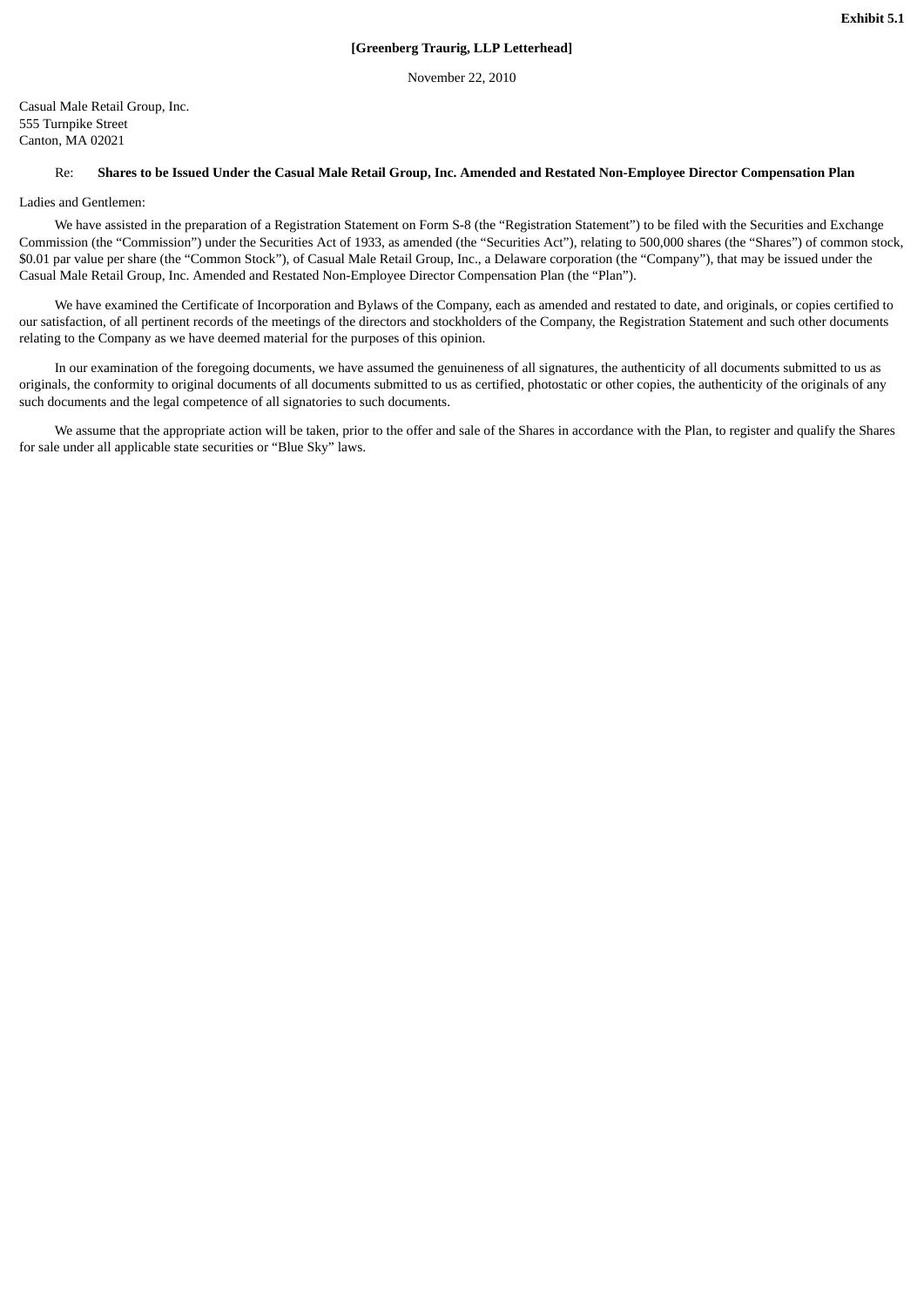**Exhibit 5.1**

**[Greenberg Traurig, LLP Letterhead]**

November 22, 2010

Casual Male Retail Group, Inc.
555 Turnpike Street
Canton, MA 02021

Re: **Shares to be Issued Under the Casual Male Retail Group, Inc. Amended and Restated Non-Employee Director Compensation Plan**

Ladies and Gentlemen:

We have assisted in the preparation of a Registration Statement on Form S-8 (the "Registration Statement") to be filed with the Securities and Exchange Commission (the "Commission") under the Securities Act of 1933, as amended (the "Securities Act"), relating to 500,000 shares (the "Shares") of common stock, $0.01 par value per share (the "Common Stock"), of Casual Male Retail Group, Inc., a Delaware corporation (the "Company"), that may be issued under the Casual Male Retail Group, Inc. Amended and Restated Non-Employee Director Compensation Plan (the "Plan").

We have examined the Certificate of Incorporation and Bylaws of the Company, each as amended and restated to date, and originals, or copies certified to our satisfaction, of all pertinent records of the meetings of the directors and stockholders of the Company, the Registration Statement and such other documents relating to the Company as we have deemed material for the purposes of this opinion.

In our examination of the foregoing documents, we have assumed the genuineness of all signatures, the authenticity of all documents submitted to us as originals, the conformity to original documents of all documents submitted to us as certified, photostatic or other copies, the authenticity of the originals of any such documents and the legal competence of all signatories to such documents.

We assume that the appropriate action will be taken, prior to the offer and sale of the Shares in accordance with the Plan, to register and qualify the Shares for sale under all applicable state securities or "Blue Sky" laws.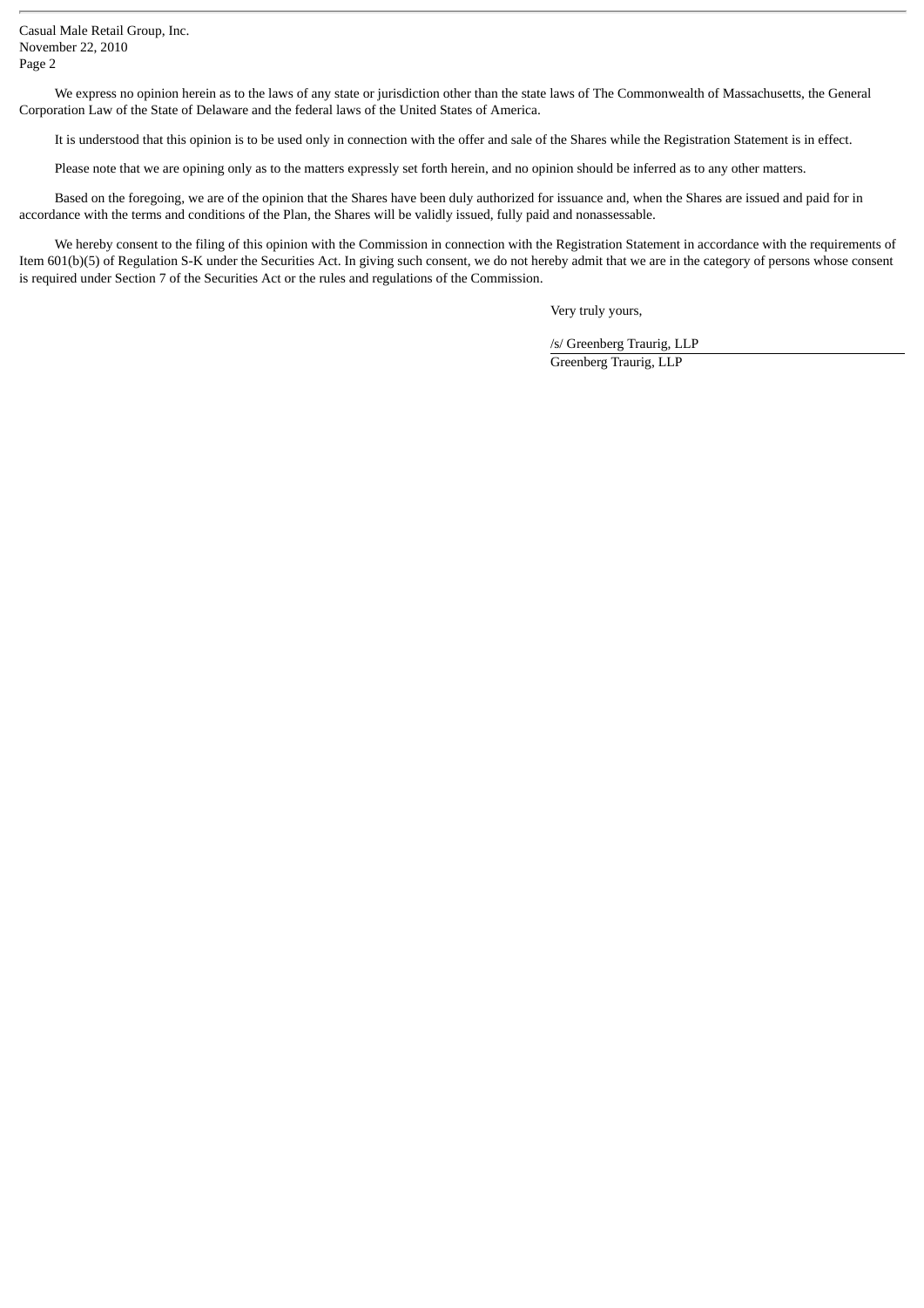We express no opinion herein as to the laws of any state or jurisdiction other than the state laws of The Commonwealth of Massachusetts, the General Corporation Law of the State of Delaware and the federal laws of the United States of America.

It is understood that this opinion is to be used only in connection with the offer and sale of the Shares while the Registration Statement is in effect.

Please note that we are opining only as to the matters expressly set forth herein, and no opinion should be inferred as to any other matters.

Based on the foregoing, we are of the opinion that the Shares have been duly authorized for issuance and, when the Shares are issued and paid for in accordance with the terms and conditions of the Plan, the Shares will be validly issued, fully paid and nonassessable.

We hereby consent to the filing of this opinion with the Commission in connection with the Registration Statement in accordance with the requirements of Item 601(b)(5) of Regulation S-K under the Securities Act. In giving such consent, we do not hereby admit that we are in the category of persons whose consent is required under Section 7 of the Securities Act or the rules and regulations of the Commission.

Very truly yours,

/s/ Greenberg Traurig, LLP

Greenberg Traurig, LLP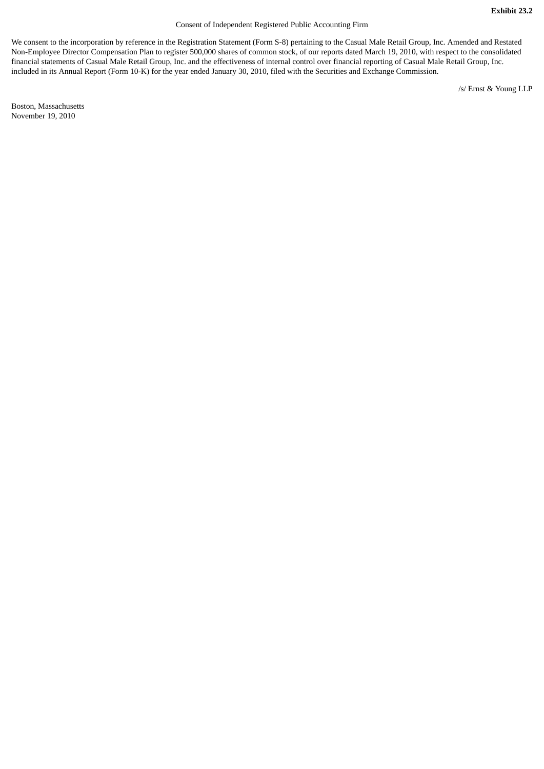**Exhibit 23.2**

Consent of Independent Registered Public Accounting Firm

We consent to the incorporation by reference in the Registration Statement (Form S-8) pertaining to the Casual Male Retail Group, Inc. Amended and Restated Non-Employee Director Compensation Plan to register 500,000 shares of common stock, of our reports dated March 19, 2010, with respect to the consolidated financial statements of Casual Male Retail Group, Inc. and the effectiveness of internal control over financial reporting of Casual Male Retail Group, Inc. included in its Annual Report (Form 10-K) for the year ended January 30, 2010, filed with the Securities and Exchange Commission.

/s/ Ernst & Young LLP

Boston, Massachusetts
November 19, 2010